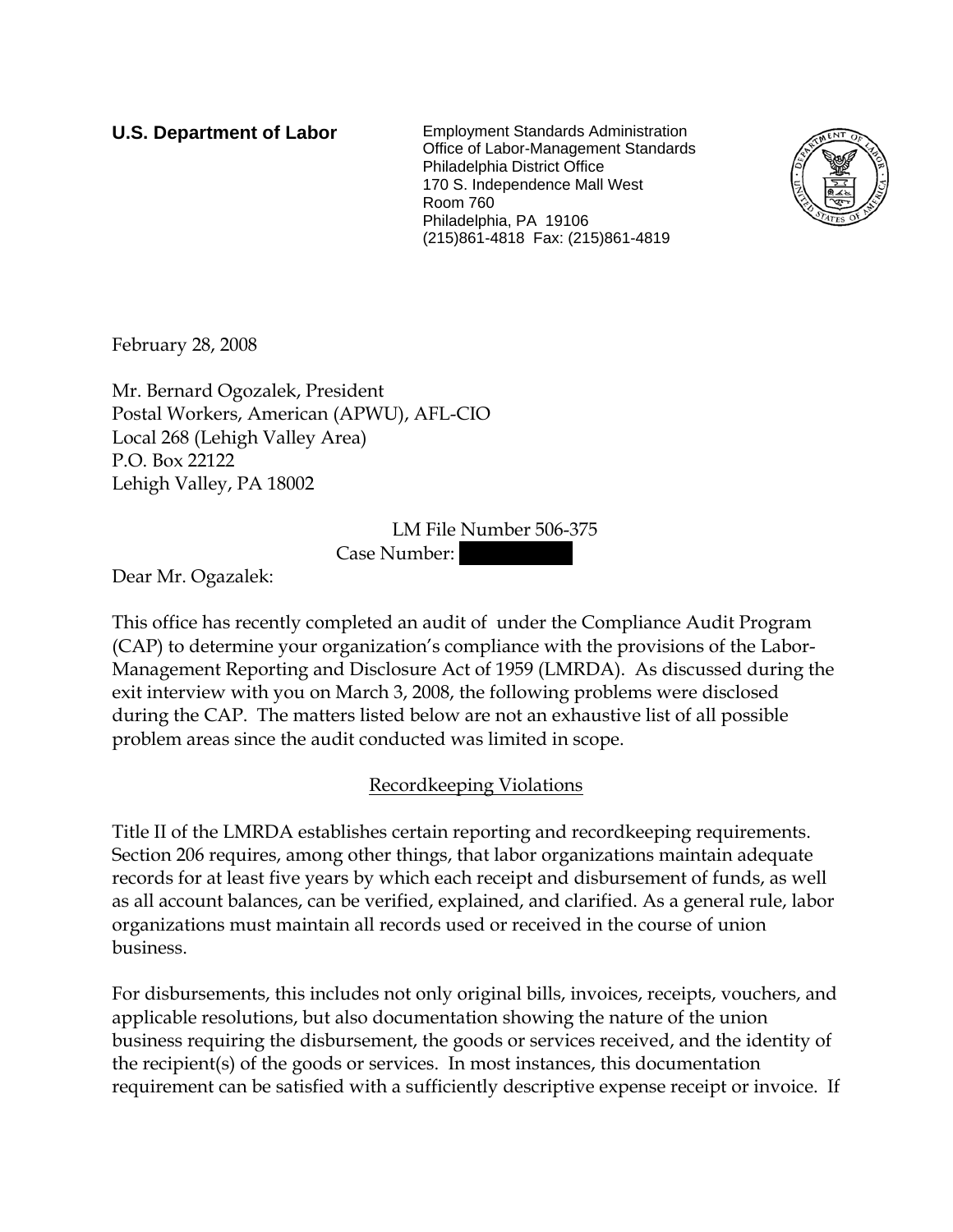**U.S. Department of Labor**

Employment Standards Administration
Office of Labor-Management Standards
Philadelphia District Office
170 S. Independence Mall West
Room 760
Philadelphia, PA 19106
(215)861-4818 Fax: (215)861-4819

February 28, 2008

Mr. Bernard Ogozalek, President
Postal Workers, American (APWU), AFL-CIO
Local 268 (Lehigh Valley Area)
P.O. Box 22122
Lehigh Valley, PA 18002

LM File Number 506-375
Case Number: 

Dear Mr. Ogazalek:

This office has recently completed an audit of under the Compliance Audit Program (CAP) to determine your organization's compliance with the provisions of the Labor-Management Reporting and Disclosure Act of 1959 (LMRDA). As discussed during the exit interview with you on March 3, 2008, the following problems were disclosed during the CAP. The matters listed below are not an exhaustive list of all possible problem areas since the audit conducted was limited in scope.

## Recordkeeping Violations

Title II of the LMRDA establishes certain reporting and recordkeeping requirements. Section 206 requires, among other things, that labor organizations maintain adequate records for at least five years by which each receipt and disbursement of funds, as well as all account balances, can be verified, explained, and clarified. As a general rule, labor organizations must maintain all records used or received in the course of union business.

For disbursements, this includes not only original bills, invoices, receipts, vouchers, and applicable resolutions, but also documentation showing the nature of the union business requiring the disbursement, the goods or services received, and the identity of the recipient(s) of the goods or services. In most instances, this documentation requirement can be satisfied with a sufficiently descriptive expense receipt or invoice. If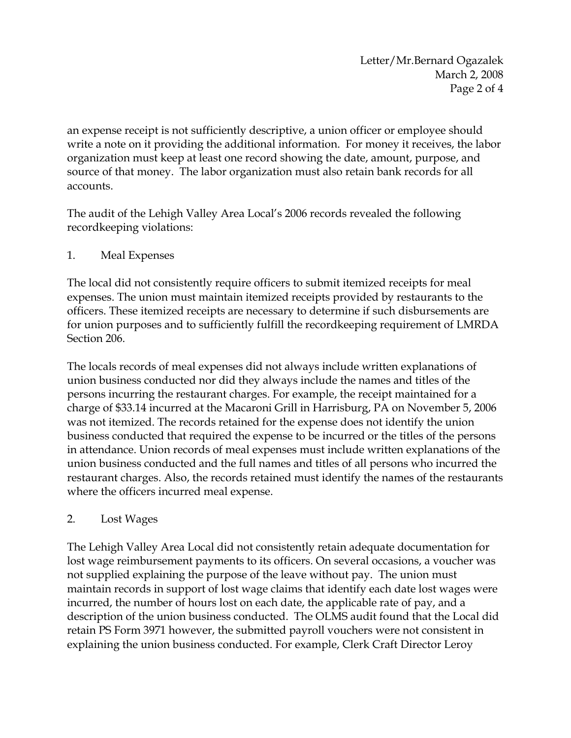an expense receipt is not sufficiently descriptive, a union officer or employee should write a note on it providing the additional information. For money it receives, the labor organization must keep at least one record showing the date, amount, purpose, and source of that money. The labor organization must also retain bank records for all accounts.

The audit of the Lehigh Valley Area Local's 2006 records revealed the following recordkeeping violations:

1. Meal Expenses

The local did not consistently require officers to submit itemized receipts for meal expenses. The union must maintain itemized receipts provided by restaurants to the officers. These itemized receipts are necessary to determine if such disbursements are for union purposes and to sufficiently fulfill the recordkeeping requirement of LMRDA Section 206.

The locals records of meal expenses did not always include written explanations of union business conducted nor did they always include the names and titles of the persons incurring the restaurant charges. For example, the receipt maintained for a charge of $33.14 incurred at the Macaroni Grill in Harrisburg, PA on November 5, 2006 was not itemized. The records retained for the expense does not identify the union business conducted that required the expense to be incurred or the titles of the persons in attendance. Union records of meal expenses must include written explanations of the union business conducted and the full names and titles of all persons who incurred the restaurant charges. Also, the records retained must identify the names of the restaurants where the officers incurred meal expense.

2. Lost Wages

The Lehigh Valley Area Local did not consistently retain adequate documentation for lost wage reimbursement payments to its officers. On several occasions, a voucher was not supplied explaining the purpose of the leave without pay. The union must maintain records in support of lost wage claims that identify each date lost wages were incurred, the number of hours lost on each date, the applicable rate of pay, and a description of the union business conducted. The OLMS audit found that the Local did retain PS Form 3971 however, the submitted payroll vouchers were not consistent in explaining the union business conducted. For example, Clerk Craft Director Leroy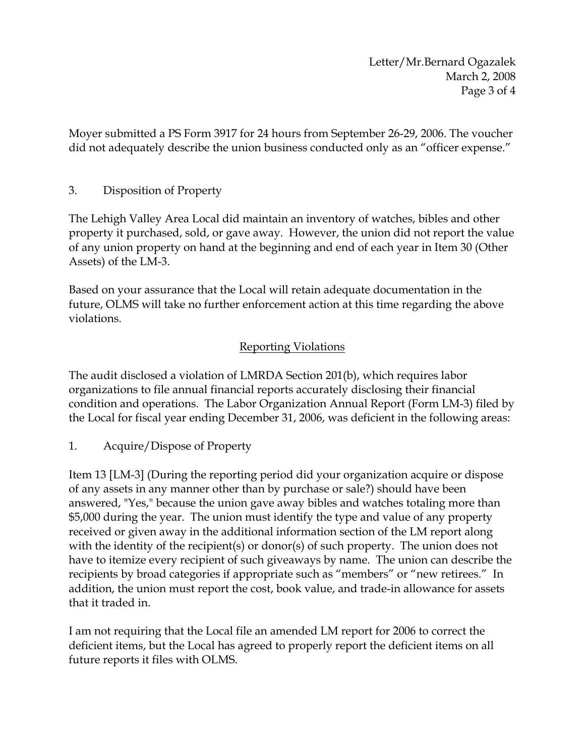Moyer submitted a PS Form 3917 for 24 hours from September 26-29, 2006. The voucher did not adequately describe the union business conducted only as an "officer expense."

3. Disposition of Property

The Lehigh Valley Area Local did maintain an inventory of watches, bibles and other property it purchased, sold, or gave away. However, the union did not report the value of any union property on hand at the beginning and end of each year in Item 30 (Other Assets) of the LM-3.

Based on your assurance that the Local will retain adequate documentation in the future, OLMS will take no further enforcement action at this time regarding the above violations.

## Reporting Violations

The audit disclosed a violation of LMRDA Section 201(b), which requires labor organizations to file annual financial reports accurately disclosing their financial condition and operations. The Labor Organization Annual Report (Form LM-3) filed by the Local for fiscal year ending December 31, 2006, was deficient in the following areas:

1. Acquire/Dispose of Property

Item 13 [LM-3] (During the reporting period did your organization acquire or dispose of any assets in any manner other than by purchase or sale?) should have been answered, "Yes," because the union gave away bibles and watches totaling more than $5,000 during the year. The union must identify the type and value of any property received or given away in the additional information section of the LM report along with the identity of the recipient(s) or donor(s) of such property. The union does not have to itemize every recipient of such giveaways by name. The union can describe the recipients by broad categories if appropriate such as "members" or "new retirees." In addition, the union must report the cost, book value, and trade-in allowance for assets that it traded in.

I am not requiring that the Local file an amended LM report for 2006 to correct the deficient items, but the Local has agreed to properly report the deficient items on all future reports it files with OLMS.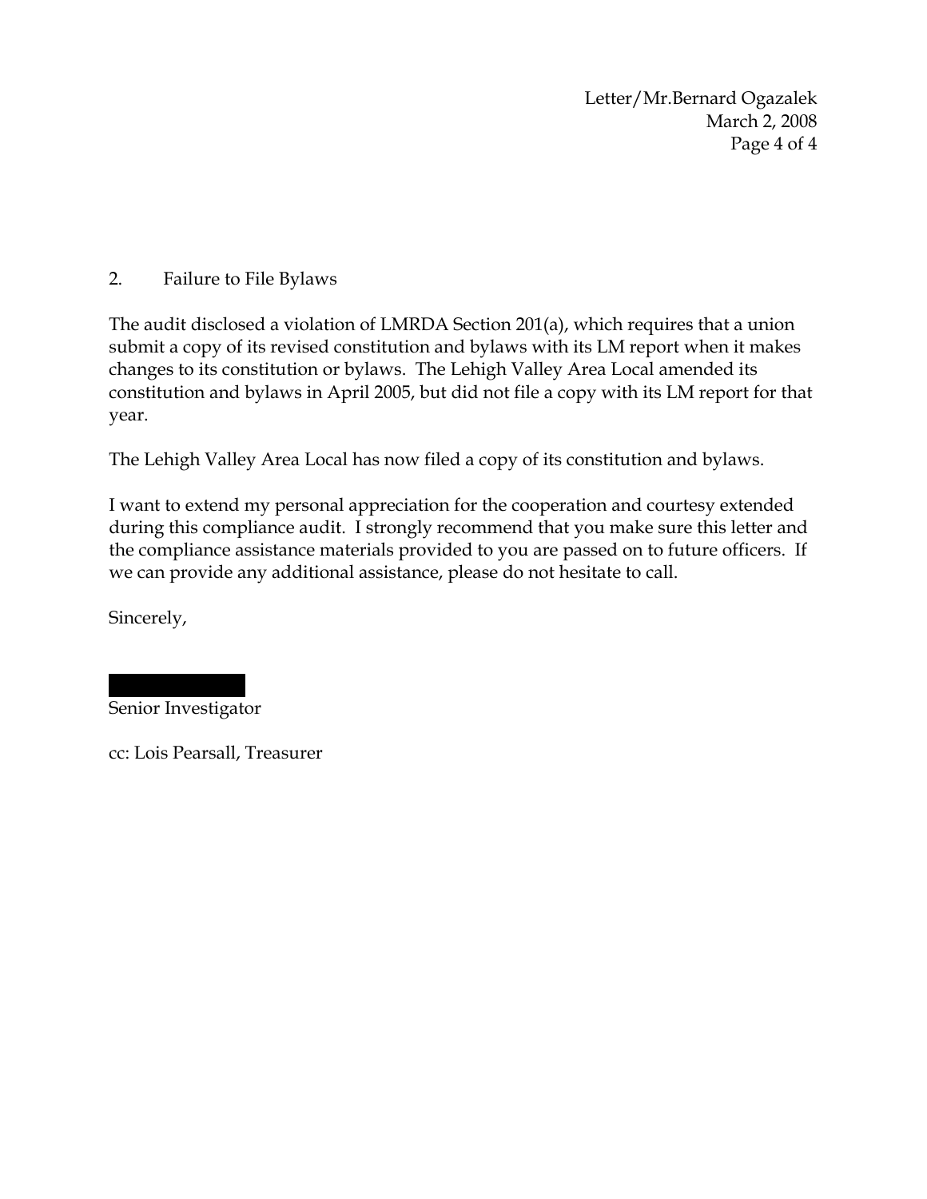2. Failure to File Bylaws

The audit disclosed a violation of LMRDA Section 201(a), which requires that a union submit a copy of its revised constitution and bylaws with its LM report when it makes changes to its constitution or bylaws. The Lehigh Valley Area Local amended its constitution and bylaws in April 2005, but did not file a copy with its LM report for that year.

The Lehigh Valley Area Local has now filed a copy of its constitution and bylaws.

I want to extend my personal appreciation for the cooperation and courtesy extended during this compliance audit. I strongly recommend that you make sure this letter and the compliance assistance materials provided to you are passed on to future officers. If we can provide any additional assistance, please do not hesitate to call.

Sincerely,

Senior Investigator

cc: Lois Pearsall, Treasurer